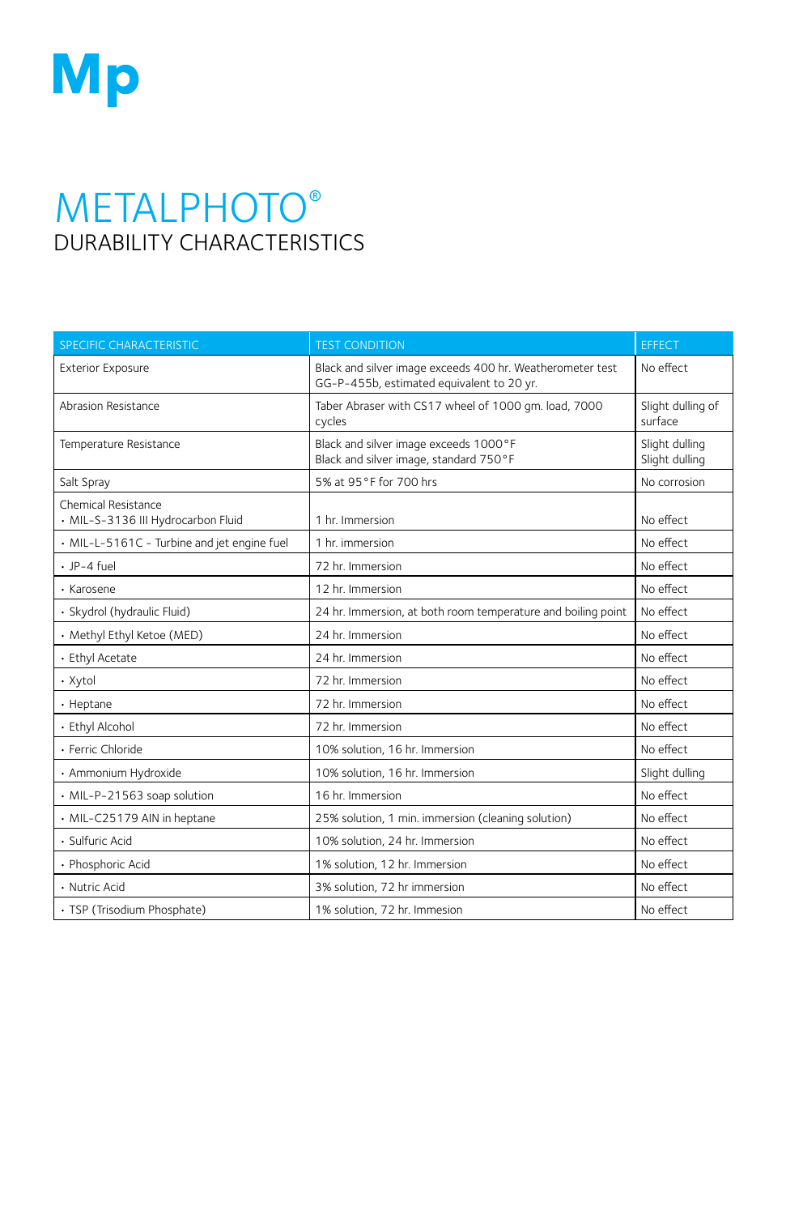Mp

# METALPHOTO®

## DURABILITY CHARACTERISTICS

| SPECIFIC CHARACTERISTIC | TEST CONDITION | EFFECT |
|---|---|---|
| Exterior Exposure | Black and silver image exceeds 400 hr. Weatherometer test GG-P-455b, estimated equivalent to 20 yr. | No effect |
| Abrasion Resistance | Taber Abraser with CS17 wheel of 1000 gm. load, 7000 cycles | Slight dulling of surface |
| Temperature Resistance | Black and silver image exceeds 1000°F<br>Black and silver image, standard 750°F | Slight dulling<br>Slight dulling |
| Salt Spray | 5% at 95°F for 700 hrs | No corrosion |
| Chemical Resistance<br>• MIL-S-3136 III Hydrocarbon Fluid | 1 hr. Immersion | No effect |
| • MIL-L-5161C - Turbine and jet engine fuel | 1 hr. immersion | No effect |
| • JP-4 fuel | 72 hr. Immersion | No effect |
| • Karosene | 12 hr. Immersion | No effect |
| • Skydrol (hydraulic Fluid) | 24 hr. Immersion, at both room temperature and boiling point | No effect |
| • Methyl Ethyl Ketoe (MED) | 24 hr. Immersion | No effect |
| • Ethyl Acetate | 24 hr. Immersion | No effect |
| • Xytol | 72 hr. Immersion | No effect |
| • Heptane | 72 hr. Immersion | No effect |
| • Ethyl Alcohol | 72 hr. Immersion | No effect |
| • Ferric Chloride | 10% solution, 16 hr. Immersion | No effect |
| • Ammonium Hydroxide | 10% solution, 16 hr. Immersion | Slight dulling |
| • MIL-P-21563 soap solution | 16 hr. Immersion | No effect |
| • MIL-C25179 AIN in heptane | 25% solution, 1 min. immersion (cleaning solution) | No effect |
| • Sulfuric Acid | 10% solution, 24 hr. Immersion | No effect |
| • Phosphoric Acid | 1% solution, 12 hr. Immersion | No effect |
| • Nutric Acid | 3% solution, 72 hr immersion | No effect |
| • TSP (Trisodium Phosphate) | 1% solution, 72 hr. Immesion | No effect |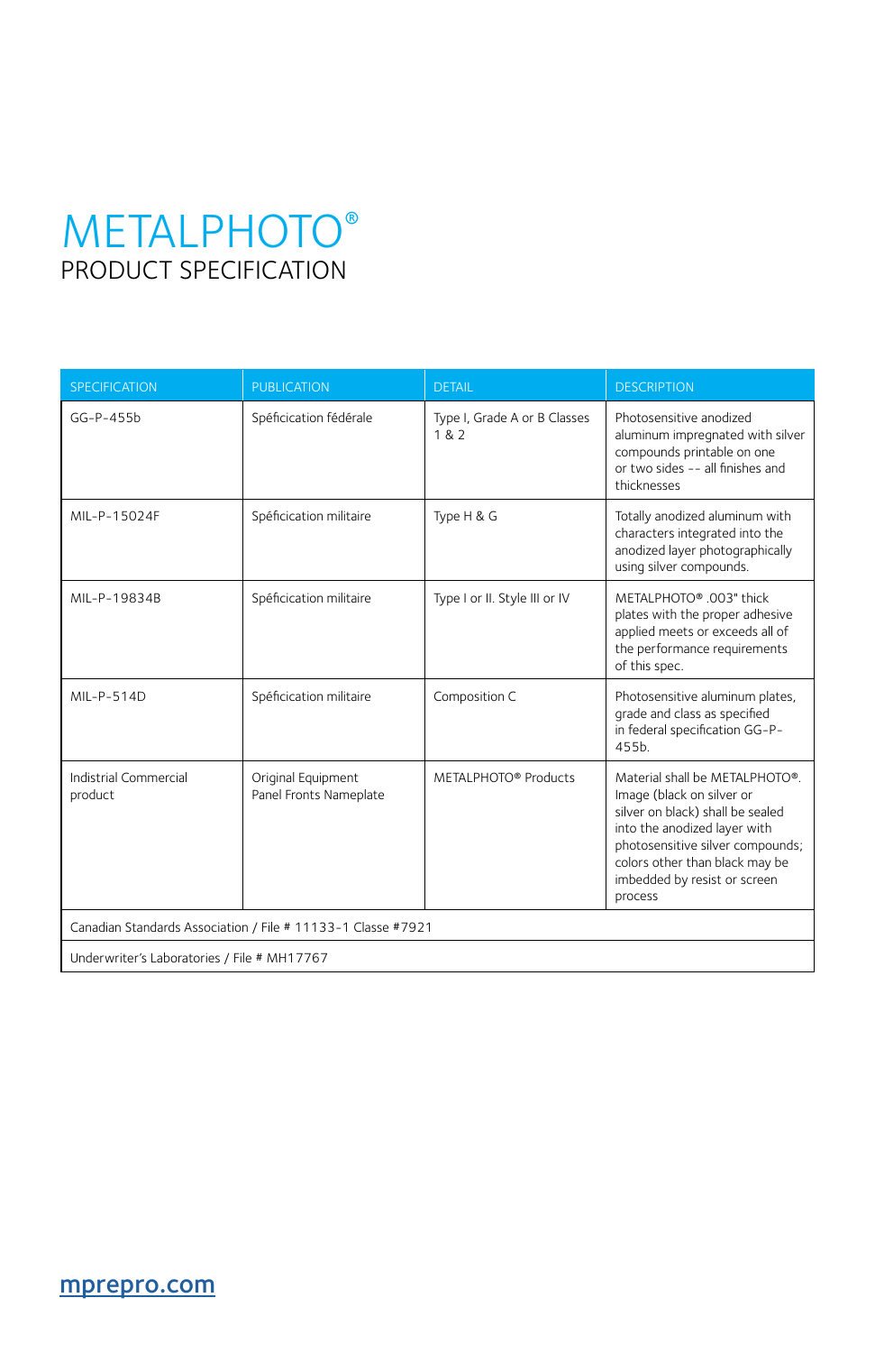# METALPHOTO®

## PRODUCT SPECIFICATION

| SPECIFICATION | PUBLICATION | DETAIL | DESCRIPTION |
| --- | --- | --- | --- |
| GG-P-455b | Spéficication fédérale | Type I, Grade A or B Classes 1 & 2 | Photosensitive anodized aluminum impregnated with silver compounds printable on one or two sides -- all finishes and thicknesses |
| MIL-P-15024F | Spéficication militaire | Type H & G | Totally anodized aluminum with characters integrated into the anodized layer photographically using silver compounds. |
| MIL-P-19834B | Spéficication militaire | Type I or II. Style III or IV | METALPHOTO® .003" thick plates with the proper adhesive applied meets or exceeds all of the performance requirements of this spec. |
| MIL-P-514D | Spéficication militaire | Composition C | Photosensitive aluminum plates, grade and class as specified in federal specification GG-P-455b. |
| Indistrial Commercial product | Original Equipment Panel Fronts Nameplate | METALPHOTO® Products | Material shall be METALPHOTO®. Image (black on silver or silver on black) shall be sealed into the anodized layer with photosensitive silver compounds; colors other than black may be imbedded by resist or screen process |
| Canadian Standards Association / File # 11133-1 Classe #7921 | | | |
| Underwriter's Laboratories / File # MH17767 | | | |

mprepro.com